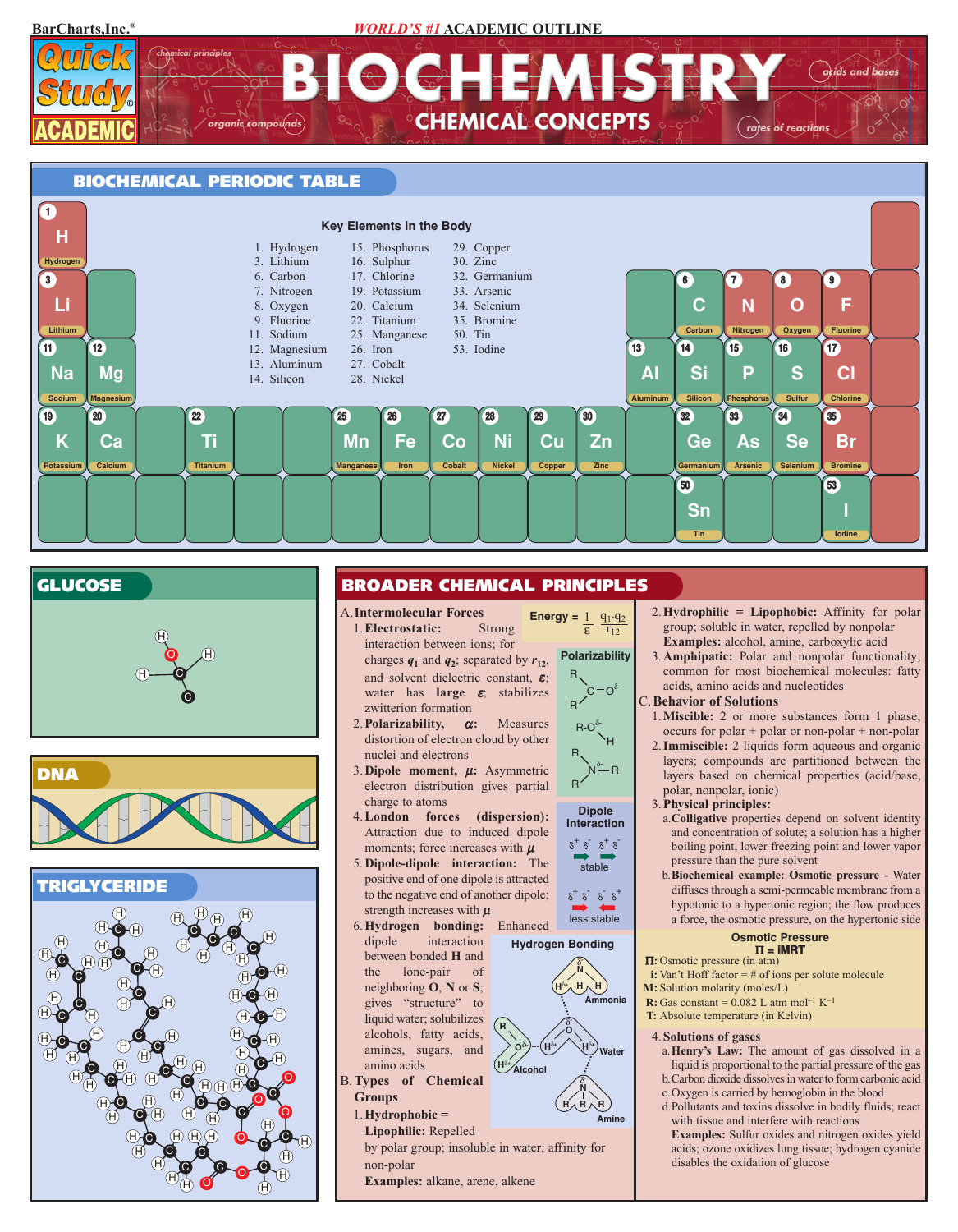BarCharts,Inc.®

*WORLD'S #1* ACADEMIC OUTLINE

# Quick Study® ACADEMIC — BIOCHEMISTRY: CHEMICAL CONCEPTS

chemical principles · organic compounds · acids and bases · rates of reactions

## BIOCHEMICAL PERIODIC TABLE

**Key Elements in the Body**

1. Hydrogen
3. Lithium
6. Carbon
7. Nitrogen
8. Oxygen
9. Fluorine
11. Sodium
12. Magnesium
13. Aluminum
14. Silicon
15. Phosphorus
16. Sulphur
17. Chlorine
19. Potassium
20. Calcium
22. Titanium
25. Manganese
26. Iron
27. Cobalt
28. Nickel
29. Copper
30. Zinc
32. Germanium
33. Arsenic
34. Selenium
35. Bromine
50. Tin
53. Iodine

## GLUCOSE

## DNA

## TRIGLYCERIDE

## BROADER CHEMICAL PRINCIPLES

A. **Intermolecular Forces**

$$\text{Energy} = \frac{1}{\varepsilon}\frac{q_1 \cdot q_2}{r_{12}}$$

1. **Electrostatic:** Strong interaction between ions; for charges $q_1$ and $q_2$; separated by $r_{12}$, and solvent dielectric constant, $\varepsilon$; water has **large** $\varepsilon$; stabilizes zwitterion formation
2. **Polarizability,** $\alpha$**:** Measures distortion of electron cloud by other nuclei and electrons
3. **Dipole moment,** $\mu$**:** Asymmetric electron distribution gives partial charge to atoms
4. **London forces (dispersion):** Attraction due to induced dipole moments; force increases with $\mu$
5. **Dipole-dipole interaction:** The positive end of one dipole is attracted to the negative end of another dipole; strength increases with $\mu$
6. **Hydrogen bonding:** Enhanced dipole interaction between bonded **H** and the lone-pair of neighboring **O**, **N** or **S**; gives "structure" to liquid water; solubilizes alcohols, fatty acids, amines, sugars, and amino acids

**Polarizability**

**Dipole Interaction**: stable; less stable

**Hydrogen Bonding**: Ammonia; Water; Alcohol; Amine

B. **Types of Chemical Groups**

1. **Hydrophobic = Lipophilic:** Repelled by polar group; insoluble in water; affinity for non-polar
   **Examples:** alkane, arene, alkene
2. **Hydrophilic = Lipophobic:** Affinity for polar group; soluble in water, repelled by nonpolar
   **Examples:** alcohol, amine, carboxylic acid
3. **Amphipatic:** Polar and nonpolar functionality; common for most biochemical molecules: fatty acids, amino acids and nucleotides

C. **Behavior of Solutions**

1. **Miscible:** 2 or more substances form 1 phase; occurs for polar + polar or non-polar + non-polar
2. **Immiscible:** 2 liquids form aqueous and organic layers; compounds are partitioned between the layers based on chemical properties (acid/base, polar, nonpolar, ionic)
3. **Physical principles:**
   a. **Colligative** properties depend on solvent identity and concentration of solute; a solution has a higher boiling point, lower freezing point and lower vapor pressure than the pure solvent
   b. **Biochemical example: Osmotic pressure -** Water diffuses through a semi-permeable membrane from a hypotonic to a hypertonic region; the flow produces a force, the osmotic pressure, on the hypertonic side

**Osmotic Pressure**

$$\Pi = \text{IMRT}$$

**Π:** Osmotic pressure (in atm)
**i:** Van't Hoff factor = # of ions per solute molecule
**M:** Solution molarity (moles/L)
**R:** Gas constant = 0.082 L atm mol$^{-1}$ K$^{-1}$
**T:** Absolute temperature (in Kelvin)

4. **Solutions of gases**
   a. **Henry's Law:** The amount of gas dissolved in a liquid is proportional to the partial pressure of the gas
   b. Carbon dioxide dissolves in water to form carbonic acid
   c. Oxygen is carried by hemoglobin in the blood
   d. Pollutants and toxins dissolve in bodily fluids; react with tissue and interfere with reactions
   **Examples:** Sulfur oxides and nitrogen oxides yield acids; ozone oxidizes lung tissue; hydrogen cyanide disables the oxidation of glucose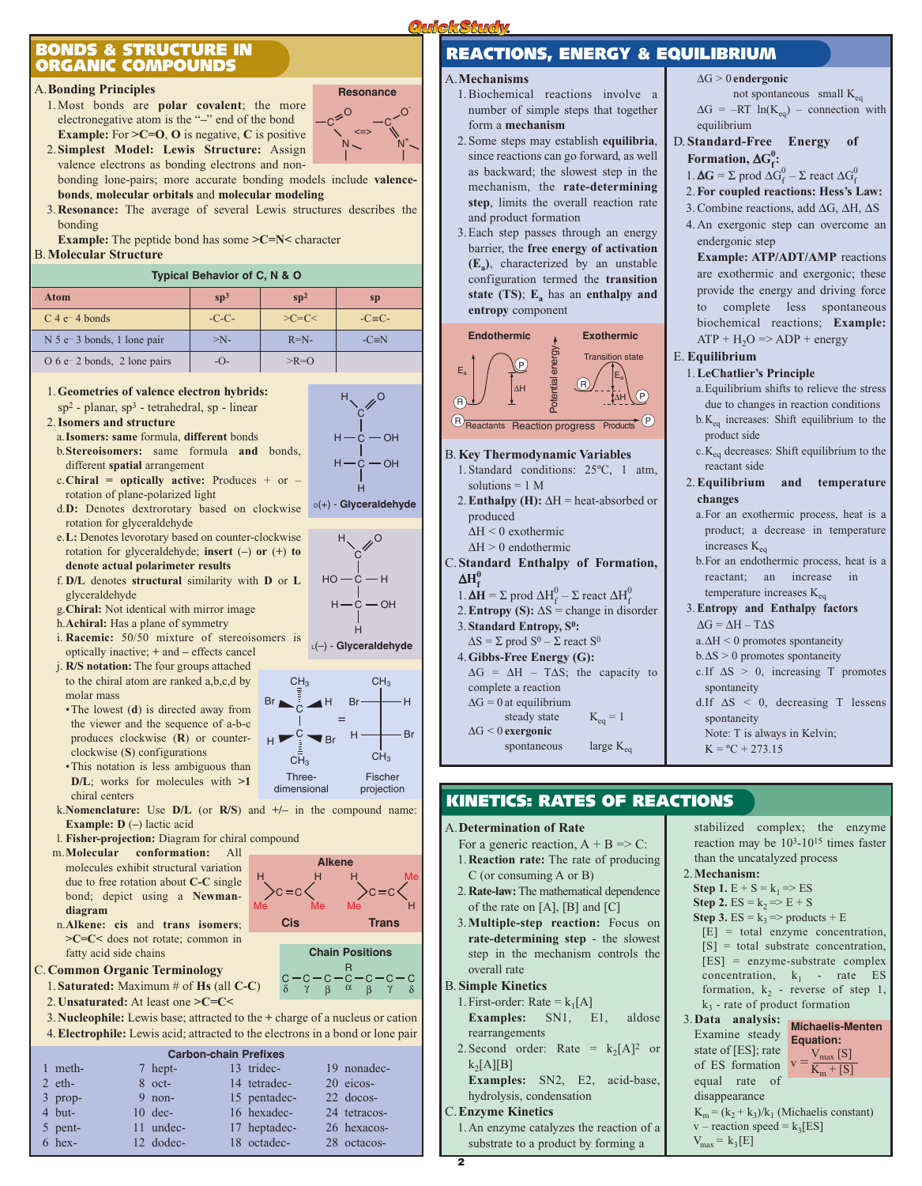# BONDS & STRUCTURE IN ORGANIC COMPOUNDS

## A. Bonding Principles

1. Most bonds are **polar covalent**; the more electronegative atom is the "–" end of the bond
   **Example:** For **>C=O**, **O** is negative, **C** is positive
2. **Simplest Model: Lewis Structure:** Assign valence electrons as bonding electrons and non-bonding lone-pairs; more accurate bonding models include **valence-bonds**, **molecular orbitals** and **molecular modeling**
3. **Resonance:** The average of several Lewis structures describes the bonding
   **Example:** The peptide bond has some **>C=N<** character

**Resonance**

## B. Molecular Structure

**Typical Behavior of C, N & O**

| Atom | $sp^3$ | $sp^2$ | sp |
|---|---|---|---|
| C 4 e⁻ 4 bonds | -C-C- | >C=C< | -C≡C- |
| N 5 e⁻ 3 bonds, 1 lone pair | >N- | R=N- | -C≡N |
| O 6 e⁻ 2 bonds, 2 lone pairs | -O- | >R=O | |

1. **Geometries of valence electron hybrids:**
   $sp^2$ - planar, $sp^3$ - tetrahedral, sp - linear
2. **Isomers and structure**
   a. **Isomers: same** formula, **different** bonds
   b. **Stereoisomers:** same formula **and** bonds, different **spatial** arrangement
   c. **Chiral = optically active:** Produces + or – rotation of plane-polarized light
   d. **D:** Denotes dextrorotary based on clockwise rotation for glyceraldehyde
   e. **L:** Denotes levorotary based on counter-clockwise rotation for glyceraldehyde; **insert (–) or (+) to denote actual polarimeter results**
   f. **D/L** denotes **structural** similarity with **D** or **L** glyceraldehyde
   g. **Chiral:** Not identical with mirror image
   h. **Achiral:** Has a plane of symmetry
   i. **Racemic:** 50/50 mixture of stereoisomers is optically inactive; + and – effects cancel
   j. **R/S notation:** The four groups attached to the chiral atom are ranked a,b,c,d by molar mass
      - The lowest (**d**) is directed away from the viewer and the sequence of a-b-c produces clockwise (**R**) or counter-clockwise (**S**) configurations
      - This notation is less ambiguous than **D/L**; works for molecules with **>1** chiral centers
   k. **Nomenclature:** Use **D/L** (or **R/S**) and +/– in the compound name: **Example: D** (–) lactic acid
   l. **Fisher-projection:** Diagram for chiral compound
   m. **Molecular conformation:** All molecules exhibit structural variation due to free rotation about **C-C** single bond; depict using a **Newman-diagram**
   n. **Alkene: cis** and **trans isomers**; **>C=C<** does not rotate; common in fatty acid side chains

D(+) - Glyceraldehyde

L(–) - Glyceraldehyde

Three-dimensional = Fischer projection

**Alkene**: Cis, Trans

**Chain Positions**: C–C–C–C(R)–C–C–C with positions δ γ β α β γ δ

## C. Common Organic Terminology

1. **Saturated:** Maximum # of **Hs** (all **C-C**)
2. **Unsaturated:** At least one **>C=C<**
3. **Nucleophile:** Lewis base; attracted to the **+** charge of a nucleus or cation
4. **Electrophile:** Lewis acid; attracted to the electrons in a bond or lone pair

**Carbon-chain Prefixes**

| | | | |
|---|---|---|---|
| 1 meth- | 7 hept- | 13 tridec- | 19 nonadec- |
| 2 eth- | 8 oct- | 14 tetradec- | 20 eicos- |
| 3 prop- | 9 non- | 15 pentadec- | 22 docos- |
| 4 but- | 10 dec- | 16 hexadec- | 24 tetracos- |
| 5 pent- | 11 undec- | 17 heptadec- | 26 hexacos- |
| 6 hex- | 12 dodec- | 18 octadec- | 28 octacos- |

# REACTIONS, ENERGY & EQUILIBRIUM

## A. Mechanisms

1. Biochemical reactions involve a number of simple steps that together form a **mechanism**
2. Some steps may establish **equilibria**, since reactions can go forward, as well as backward; the slowest step in the mechanism, the **rate-determining step**, limits the overall reaction rate and product formation
3. Each step passes through an energy barrier, the **free energy of activation ($E_a$)**, characterized by an unstable configuration termed the **transition state (TS)**; **$E_a$ has an enthalpy and entropy** component

Endothermic / Exothermic (Potential energy vs. Reaction progress: Reactants, Transition state, Products; $E_a$, ΔH)

## B. Key Thermodynamic Variables

1. Standard conditions: 25ºC, 1 atm, solutions = 1 M
2. **Enthalpy (H):** ΔH = heat-absorbed or produced
   ΔH < 0 exothermic
   ΔH > 0 endothermic

## C. Standard Enthalpy of Formation, $\Delta H_f^0$

1. **ΔH** = $\Sigma$ prod $\Delta H_f^0$ – $\Sigma$ react $\Delta H_f^0$
2. **Entropy (S):** ΔS = change in disorder
3. **Standard Entropy, $S^0$:**
   ΔS = $\Sigma$ prod $S^0$ – $\Sigma$ react $S^0$
4. **Gibbs-Free Energy (G):**
   ΔG = ΔH – TΔS; the capacity to complete a reaction
   ΔG = 0 at equilibrium steady state  $K_{eq}$ = 1
   ΔG < 0 **exergonic** spontaneous  large $K_{eq}$
   ΔG > 0 **endergonic** not spontaneous  small $K_{eq}$
   ΔG = –RT ln($K_{eq}$) – connection with equilibrium

## D. Standard-Free Energy of Formation, $\Delta G_f^0$:

1. **ΔG** = $\Sigma$ prod $\Delta G_f^0$ – $\Sigma$ react $\Delta G_f^0$
2. **For coupled reactions: Hess's Law:**
3. Combine reactions, add ΔG, ΔH, ΔS
4. An exergonic step can overcome an endergonic step
   **Example: ATP/ADT/AMP** reactions are exothermic and exergonic; these provide the energy and driving force to complete less spontaneous biochemical reactions; **Example:** ATP + $H_2O$ => ADP + energy

## E. Equilibrium

1. **LeChatlier's Principle**
   a. Equilibrium shifts to relieve the stress due to changes in reaction conditions
   b. $K_{eq}$ increases: Shift equilibrium to the product side
   c. $K_{eq}$ decreases: Shift equilibrium to the reactant side
2. **Equilibrium and temperature changes**
   a. For an exothermic process, heat is a product; a decrease in temperature increases $K_{eq}$
   b. For an endothermic process, heat is a reactant; an increase in temperature increases $K_{eq}$
3. **Entropy and Enthalpy factors**
   ΔG = ΔH – TΔS
   a. ΔH < 0 promotes spontaneity
   b. ΔS > 0 promotes spontaneity
   c. If ΔS > 0, increasing T promotes spontaneity
   d. If ΔS < 0, decreasing T lessens spontaneity
   Note: T is always in Kelvin;
   K = ºC + 273.15

# KINETICS: RATES OF REACTIONS

## A. Determination of Rate

For a generic reaction, A + B => C:

1. **Reaction rate:** The rate of producing C (or consuming A or B)
2. **Rate-law:** The mathematical dependence of the rate on [A], [B] and [C]
3. **Multiple-step reaction:** Focus on **rate-determining step** - the slowest step in the mechanism controls the overall rate

## B. Simple Kinetics

1. First-order: Rate = $k_1$[A]
   **Examples:** SN1, E1, aldose rearrangements
2. Second order: Rate = $k_2[A]^2$ or $k_2$[A][B]
   **Examples:** SN2, E2, acid-base, hydrolysis, condensation

## C. Enzyme Kinetics

1. An enzyme catalyzes the reaction of a substrate to a product by forming a stabilized complex; the enzyme reaction may be $10^3$-$10^{15}$ times faster than the uncatalyzed process
2. **Mechanism:**
   **Step 1.** E + S = $k_1$ => ES
   **Step 2.** ES = $k_2$ => E + S
   **Step 3.** ES = $k_3$ => products + E
   [E] = total enzyme concentration, [S] = total substrate concentration, [ES] = enzyme-substrate complex concentration, $k_1$ - rate ES formation, $k_2$ - reverse of step 1, $k_3$ - rate of product formation
3. **Data analysis:** Examine steady state of [ES]; rate of ES formation equal rate of disappearance
   $K_m = (k_2 + k_3)/k_1$ (Michaelis constant)
   v – reaction speed = $k_3$[ES]
   $V_{max} = k_3$[E]

**Michaelis-Menten Equation:**

$$v = \frac{V_{max}\,[S]}{K_m + [S]}$$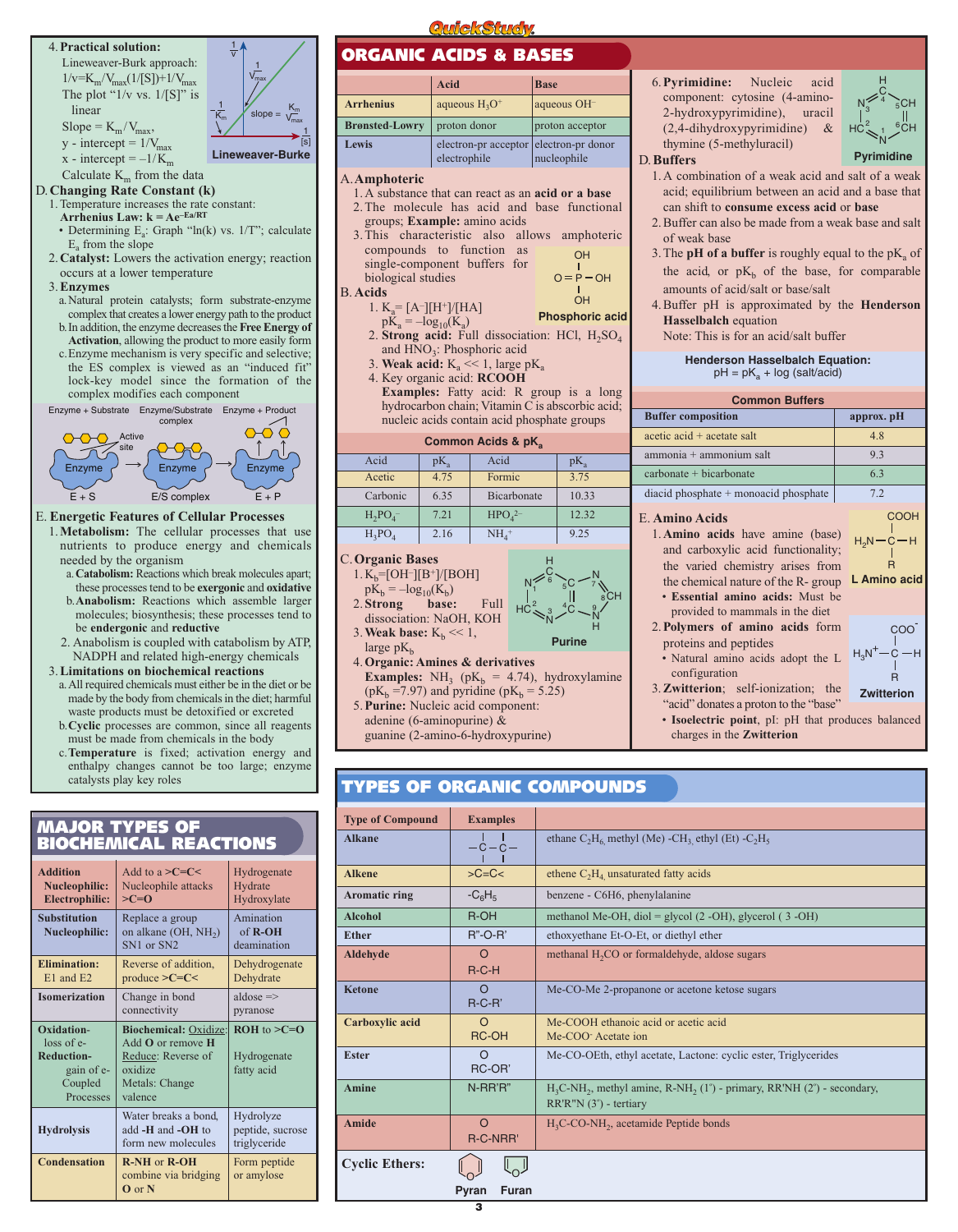4. **Practical solution:**
   Lineweaver-Burk approach: $1/v = K_m/V_{max}(1/[S]) + 1/V_{max}$
   The plot "1/v vs. 1/[S]" is linear
   Slope = $K_m/V_{max}$,
   y - intercept = $1/V_{max}$
   x - intercept = $-1/K_m$
   Calculate $K_m$ from the data

Lineweaver-Burke

## D. Changing Rate Constant (k)

1. Temperature increases the rate constant:
   **Arrhenius Law: $k = Ae^{-Ea/RT}$**
   - Determining $E_a$: Graph "ln(k) vs. 1/T"; calculate $E_a$ from the slope
2. **Catalyst:** Lowers the activation energy; reaction occurs at a lower temperature
3. **Enzymes**
   a. Natural protein catalysts; form substrate-enzyme complex that creates a lower energy path to the product
   b. In addition, the enzyme decreases the **Free Energy of Activation**, allowing the product to more easily form
   c. Enzyme mechanism is very specific and selective; the ES complex is viewed as an "induced fit" lock-key model since the formation of the complex modifies each component

Enzyme + Substrate → Enzyme/Substrate complex → Enzyme + Product
E + S → E/S complex → E + P

## E. Energetic Features of Cellular Processes

1. **Metabolism:** The cellular processes that use nutrients to produce energy and chemicals needed by the organism
   a. **Catabolism:** Reactions which break molecules apart; these processes tend to be **exergonic** and **oxidative**
   b. **Anabolism:** Reactions which assemble larger molecules; biosynthesis; these processes tend to be **endergonic** and **reductive**
2. Anabolism is coupled with catabolism by ATP, NADPH and related high-energy chemicals
3. **Limitations on biochemical reactions**
   a. All required chemicals must either be in the diet or be made by the body from chemicals in the diet; harmful waste products must be detoxified or excreted
   b. **Cyclic** processes are common, since all reagents must be made from chemicals in the body
   c. **Temperature** is fixed; activation energy and enthalpy changes cannot be too large; enzyme catalysts play key roles

# MAJOR TYPES OF BIOCHEMICAL REACTIONS

| | | |
|---|---|---|
| **Addition** **Nucleophilic:** **Electrophilic:** | Add to a **>C=C<** Nucleophile attacks **>C=O** | Hydrogenate Hydrate Hydroxylate |
| **Substitution** **Nucleophilic:** | Replace a group on alkane (OH, $NH_2$) SN1 or SN2 | Amination of **R-OH** deamination |
| **Elimination:** E1 and E2 | Reverse of addition, produce **>C=C<** | Dehydrogenate Dehydrate |
| **Isomerization** | Change in bond connectivity | aldose => pyranose |
| **Oxidation-** loss of e- **Reduction-** gain of e- Coupled Processes | **Biochemical:** Oxidize: Add **O** or remove **H** Reduce: Reverse of oxidize Metals: Change valence | **ROH** to **>C=O** Hydrogenate fatty acid |
| **Hydrolysis** | Water breaks a bond, add **-H** and **-OH** to form new molecules | Hydrolyze peptide, sucrose triglyceride |
| **Condensation** | **R-NH** or **R-OH** combine via bridging **O** or **N** | Form peptide or amylose |

# ORGANIC ACIDS & BASES

| | Acid | Base |
|---|---|---|
| **Arrhenius** | aqueous $H_3O^+$ | aqueous $OH^-$ |
| **Brønsted-Lowry** | proton donor | proton acceptor |
| **Lewis** | electron-pr acceptor electrophile | electron-pr donor nucleophile |

## A. Amphoteric

1. A substance that can react as an **acid or a base**
2. The molecule has acid and base functional groups; **Example:** amino acids
3. This characteristic also allows amphoteric compounds to function as single-component buffers for biological studies

Phosphoric acid

## B. Acids

1. $K_a = [A^-][H^+]/[HA]$
   $pK_a = -\log_{10}(K_a)$
2. **Strong acid:** Full dissociation: HCl, $H_2SO_4$ and $HNO_3$: Phosphoric acid
3. **Weak acid:** $K_a << 1$, large $pK_a$
4. Key organic acid: **RCOOH**
   **Examples:** Fatty acid: R group is a long hydrocarbon chain; Vitamin C is abscorbic acid; nucleic acids contain acid phosphate groups

**Common Acids & $pK_a$**

| Acid | $pK_a$ | Acid | $pK_a$ |
|---|---|---|---|
| Acetic | 4.75 | Formic | 3.75 |
| Carbonic | 6.35 | Bicarbonate | 10.33 |
| $H_2PO_4^-$ | 7.21 | $HPO_4^{2-}$ | 12.32 |
| $H_3PO_4$ | 2.16 | $NH_4^+$ | 9.25 |

## C. Organic Bases

1. $K_b = [OH^-][B^+]/[BOH]$
   $pK_b = -\log_{10}(K_b)$
2. **Strong base:** Full dissociation: NaOH, KOH
3. **Weak base:** $K_b << 1$, large $pK_b$
4. **Organic: Amines & derivatives**
   **Examples:** $NH_3$ ($pK_b$ = 4.74), hydroxylamine ($pK_b$ =7.97) and pyridine ($pK_b$ = 5.25)
5. **Purine:** Nucleic acid component: adenine (6-aminopurine) & guanine (2-amino-6-hydroxypurine)

Purine

6. **Pyrimidine:** Nucleic acid component: cytosine (4-amino-2-hydroxypyrimidine), uracil (2,4-dihydroxypyrimidine) & thymine (5-methyluracil)

Pyrimidine

## D. Buffers

1. A combination of a weak acid and salt of a weak acid; equilibrium between an acid and a base that can shift to **consume excess acid** or **base**
2. Buffer can also be made from a weak base and salt of weak base
3. The **pH of a buffer** is roughly equal to the $pK_a$ of the acid, or $pK_b$ of the base, for comparable amounts of acid/salt or base/salt
4. Buffer pH is approximated by the **Henderson Hasselbalch** equation
   Note: This is for an acid/salt buffer

**Henderson Hasselbalch Equation:**
$$pH = pK_a + \log(\text{salt/acid})$$

**Common Buffers**

| Buffer composition | approx. pH |
|---|---|
| acetic acid + acetate salt | 4.8 |
| ammonia + ammonium salt | 9.3 |
| carbonate + bicarbonate | 6.3 |
| diacid phosphate + monoacid phosphate | 7.2 |

## E. Amino Acids

1. **Amino acids** have amine (base) and carboxylic acid functionality; the varied chemistry arises from the chemical nature of the R- group
   - **Essential amino acids:** Must be provided to mammals in the diet
2. **Polymers of amino acids** form proteins and peptides
   - Natural amino acids adopt the L configuration
3. **Zwitterion**; self-ionization; the "acid" donates a proton to the "base"
   - **Isoelectric point**, pI: pH that produces balanced charges in the **Zwitterion**

L Amino acid

Zwitterion

# TYPES OF ORGANIC COMPOUNDS

| Type of Compound | Examples | |
|---|---|---|
| **Alkane** | -C-C- | ethane $C_2H_6$, methyl (Me) $-CH_3$, ethyl (Et) $-C_2H_5$ |
| **Alkene** | >C=C< | ethene $C_2H_4$, unsaturated fatty acids |
| **Aromatic ring** | $-C_6H_5$ | benzene - C6H6, phenylalanine |
| **Alcohol** | R-OH | methanol Me-OH, diol = glycol (2 -OH), glycerol ( 3 -OH) |
| **Ether** | R"-O-R' | ethoxyethane Et-O-Et, or diethyl ether |
| **Aldehyde** | R-C(=O)-H | methanal $H_2CO$ or formaldehyde, aldose sugars |
| **Ketone** | R-C(=O)-R' | Me-CO-Me 2-propanone or acetone ketose sugars |
| **Carboxylic acid** | RC(=O)-OH | Me-COOH ethanoic acid or acetic acid Me-COO⁻ Acetate ion |
| **Ester** | RC(=O)-OR' | Me-CO-OEth, ethyl acetate, Lactone: cyclic ester, Triglycerides |
| **Amine** | N-RR'R" | $H_3C-NH_2$, methyl amine, $R-NH_2$ (1°) - primary, RR'NH (2°) - secondary, RR'R"N (3°) - tertiary |
| **Amide** | R-C(=O)-NRR' | $H_3C-CO-NH_2$, acetamide Peptide bonds |
| **Cyclic Ethers:** | Pyran Furan | |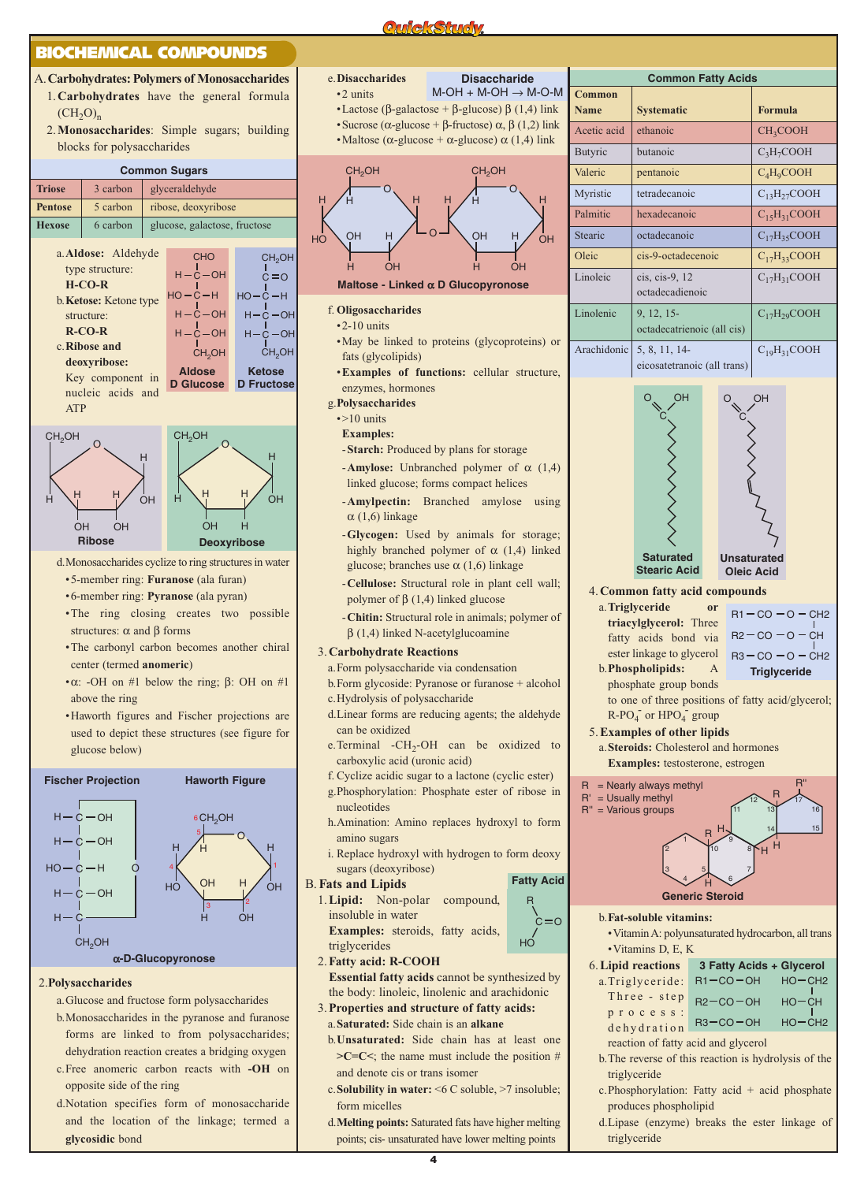## BIOCHEMICAL COMPOUNDS

### A. Carbohydrates: Polymers of Monosaccharides

1. **Carbohydrates** have the general formula $(CH_2O)_n$
2. **Monosaccharides**: Simple sugars; building blocks for polysaccharides

**Common Sugars**

| | | |
|---|---|---|
| **Triose** | 3 carbon | glyceraldehyde |
| **Pentose** | 5 carbon | ribose, deoxyribose |
| **Hexose** | 6 carbon | glucose, galactose, fructose |

a. **Aldose:** Aldehyde type structure: **H-CO-R**

b. **Ketose:** Ketone type structure: **R-CO-R**

c. **Ribose and deoxyribose:** Key component in nucleic acids and ATP

Aldose D Glucose — Ketose D Fructose

Ribose — Deoxyribose

d. Monosaccharides cyclize to ring structures in water
- 5-member ring: **Furanose** (ala furan)
- 6-member ring: **Pyranose** (ala pyran)
- The ring closing creates two possible structures: α and β forms
- The carbonyl carbon becomes another chiral center (termed **anomeric**)
- α: -OH on #1 below the ring; β: OH on #1 above the ring
- Haworth figures and Fischer projections are used to depict these structures (see figure for glucose below)

Fischer Projection — Haworth Figure

α-D-Glucopyronose

2. **Polysaccharides**

a. Glucose and fructose form polysaccharides

b. Monosaccharides in the pyranose and furanose forms are linked to from polysaccharides; dehydration reaction creates a bridging oxygen

c. Free anomeric carbon reacts with **-OH** on opposite side of the ring

d. Notation specifies form of monosaccharide and the location of the linkage; termed a **glycosidic** bond

e. **Disaccharides**
- 2 units
- Lactose (β-galactose + β-glucose) β (1,4) link
- Sucrose (α-glucose + β-fructose) α, β (1,2) link
- Maltose (α-glucose + α-glucose) α (1,4) link

**Disaccharide**

M-OH + M-OH → M-O-M

Maltose - Linked α D Glucopyronose

f. **Oligosaccharides**
- 2-10 units
- May be linked to proteins (glycoproteins) or fats (glycolipids)
- **Examples of functions:** cellular structure, enzymes, hormones

g. **Polysaccharides**
- >10 units

**Examples:**
- **Starch:** Produced by plans for storage
- **Amylose:** Unbranched polymer of α (1,4) linked glucose; forms compact helices
- **Amylpectin:** Branched amylose using α (1,6) linkage
- **Glycogen:** Used by animals for storage; highly branched polymer of α (1,4) linked glucose; branches use α (1,6) linkage
- **Cellulose:** Structural role in plant cell wall; polymer of β (1,4) linked glucose
- **Chitin:** Structural role in animals; polymer of β (1,4) linked N-acetylglucoamine

3. **Carbohydrate Reactions**

a. Form polysaccharide via condensation

b. Form glycoside: Pyranose or furanose + alcohol

c. Hydrolysis of polysaccharide

d. Linear forms are reducing agents; the aldehyde can be oxidized

e. Terminal $-CH_2$-OH can be oxidized to carboxylic acid (uronic acid)

f. Cyclize acidic sugar to a lactone (cyclic ester)

g. Phosphorylation: Phosphate ester of ribose in nucleotides

h. Amination: Amino replaces hydroxyl to form amino sugars

i. Replace hydroxyl with hydrogen to form deoxy sugars (deoxyribose)

### B. Fats and Lipids

1. **Lipid:** Non-polar compound, insoluble in water
   **Examples:** steroids, fatty acids, triglycerides

**Fatty Acid** (R–C(=O)–HO)

2. **Fatty acid: R-COOH**
   **Essential fatty acids** cannot be synthesized by the body: linoleic, linolenic and arachidonic

3. **Properties and structure of fatty acids:**

a. **Saturated:** Side chain is an **alkane**

b. **Unsaturated:** Side chain has at least one **>C=C<**; the name must include the position # and denote cis or trans isomer

c. **Solubility in water:** <6 C soluble, >7 insoluble; form micelles

d. **Melting points:** Saturated fats have higher melting points; cis- unsaturated have lower melting points

**Common Fatty Acids**

| Common Name | Systematic | Formula |
|---|---|---|
| Acetic acid | ethanoic | $CH_3COOH$ |
| Butyric | butanoic | $C_3H_7COOH$ |
| Valeric | pentanoic | $C_4H_9COOH$ |
| Myristic | tetradecanoic | $C_{13}H_{27}COOH$ |
| Palmitic | hexadecanoic | $C_{15}H_{31}COOH$ |
| Stearic | octadecanoic | $C_{17}H_{35}COOH$ |
| Oleic | cis-9-octadecenoic | $C_{17}H_{33}COOH$ |
| Linoleic | cis, cis-9, 12 octadecadienoic | $C_{17}H_{31}COOH$ |
| Linolenic | 9, 12, 15-octadecatrienoic (all cis) | $C_{17}H_{29}COOH$ |
| Arachidonic | 5, 8, 11, 14-eicosatetranoic (all trans) | $C_{19}H_{31}COOH$ |

Saturated Stearic Acid — Unsaturated Oleic Acid

4. **Common fatty acid compounds**

a. **Triglyceride or triacylglycerol:** Three fatty acids bond via ester linkage to glycerol

**Triglyceride**

R1 – CO – O – CH2
R2 – CO – O – CH
R3 – CO – O – CH2

b. **Phospholipids:** A phosphate group bonds to one of three positions of fatty acid/glycerol; $R\text{-}PO_4^-$ or $HPO_4^-$ group

5. **Examples of other lipids**

a. **Steroids:** Cholesterol and hormones
   **Examples:** testosterone, estrogen

R = Nearly always methyl
R' = Usually methyl
R" = Various groups

Generic Steroid

b. **Fat-soluble vitamins:**
- Vitamin A: polyunsaturated hydrocarbon, all trans
- Vitamins D, E, K

6. **Lipid reactions**

**3 Fatty Acids + Glycerol**

R1–CO–OH  HO–CH2
R2–CO–OH  HO–CH
R3–CO–OH  HO–CH2

a. Triglyceride: Three-step process: dehydration reaction of fatty acid and glycerol

b. The reverse of this reaction is hydrolysis of the triglyceride

c. Phosphorylation: Fatty acid + acid phosphate produces phospholipid

d. Lipase (enzyme) breaks the ester linkage of triglyceride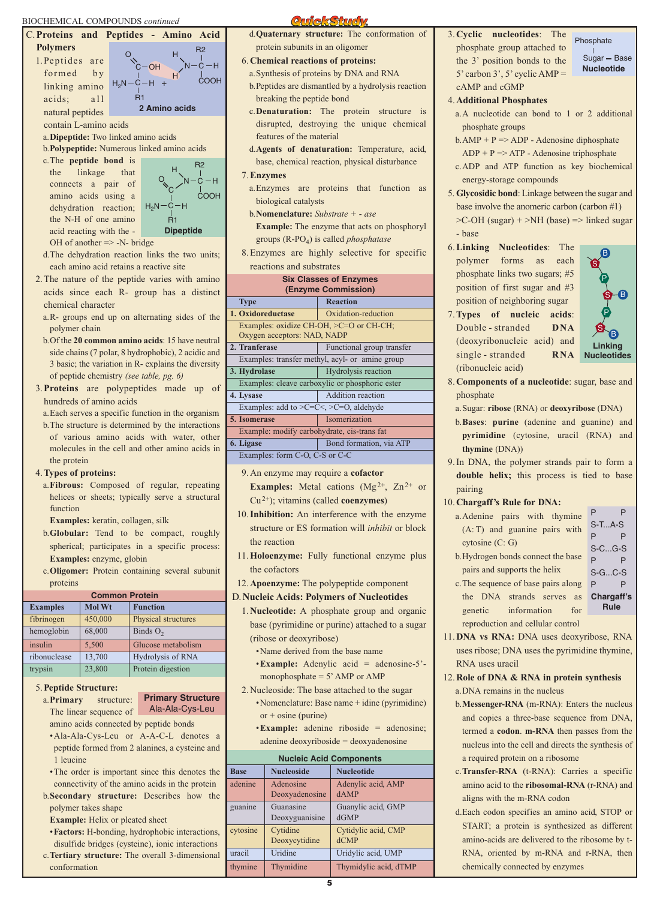BIOCHEMICAL COMPOUNDS *continued*

## C. Proteins and Peptides - Amino Acid Polymers

1. Peptides are formed by linking amino acids; all natural peptides contain L-amino acids

**2 Amino acids**

   a. **Dipeptide:** Two linked amino acids
   b. **Polypeptide:** Numerous linked amino acids
   c. The **peptide bond** is the linkage that connects a pair of amino acids using a dehydration reaction; the N-H of one amino acid reacting with the -OH of another => -N- bridge

**Dipeptide**

   d. The dehydration reaction links the two units; each amino acid retains a reactive site
2. The nature of the peptide varies with amino acids since each R- group has a distinct chemical character
   a. R- groups end up on alternating sides of the polymer chain
   b. Of the **20 common amino acids**: 15 have neutral side chains (7 polar, 8 hydrophobic), 2 acidic and 3 basic; the variation in R- explains the diversity of peptide chemistry *(see table, pg. 6)*
3. **Proteins** are polypeptides made up of hundreds of amino acids
   a. Each serves a specific function in the organism
   b. The structure is determined by the interactions of various amino acids with water, other molecules in the cell and other amino acids in the protein
4. **Types of proteins:**
   a. **Fibrous:** Composed of regular, repeating helices or sheets; typically serve a structural function
   **Examples:** keratin, collagen, silk
   b. **Globular:** Tend to be compact, roughly spherical; participates in a specific process: **Examples:** enzyme, globin
   c. **Oligomer:** Protein containing several subunit proteins

**Common Protein**

| Examples | Mol Wt | Function |
|---|---|---|
| fibrinogen | 450,000 | Physical structures |
| hemoglobin | 68,000 | Binds $O_2$ |
| insulin | 5,500 | Glucose metabolism |
| ribonuclease | 13,700 | Hydrolysis of RNA |
| trypsin | 23,800 | Protein digestion |

5. **Peptide Structure:**
   a. **Primary** structure: The linear sequence of amino acids connected by peptide bonds

   **Primary Structure**
   Ala-Ala-Cys-Leu

   • Ala-Ala-Cys-Leu or A-A-C-L denotes a peptide formed from 2 alanines, a cysteine and 1 leucine
   • The order is important since this denotes the connectivity of the amino acids in the protein
   b. **Secondary structure:** Describes how the polymer takes shape
   **Example:** Helix or pleated sheet
   • **Factors:** H-bonding, hydrophobic interactions, disulfide bridges (cysteine), ionic interactions
   c. **Tertiary structure:** The overall 3-dimensional conformation
   d. **Quaternary structure:** The conformation of protein subunits in an oligomer
6. **Chemical reactions of proteins:**
   a. Synthesis of proteins by DNA and RNA
   b. Peptides are dismantled by a hydrolysis reaction breaking the peptide bond
   c. **Denaturation:** The protein structure is disrupted, destroying the unique chemical features of the material
   d. **Agents of denaturation:** Temperature, acid, base, chemical reaction, physical disturbance
7. **Enzymes**
   a. Enzymes are proteins that function as biological catalysts
   b. **Nomenclature:** *Substrate + - ase*
   **Example:** The enzyme that acts on phosphoryl groups (R-$PO_4$) is called *phosphatase*
8. Enzymes are highly selective for specific reactions and substrates

**Six Classes of Enzymes (Enzyme Commission)**

| Type | Reaction |
|---|---|
| **1. Oxidoreductase** | Oxidation-reduction |
| Examples: oxidize CH-OH, >C=O or CH-CH; Oxygen acceptors: NAD, NADP | |
| **2. Tranferase** | Functional group transfer |
| Examples: transfer methyl, acyl- or amine group | |
| **3. Hydrolase** | Hydrolysis reaction |
| Examples: cleave carboxylic or phosphoric ester | |
| **4. Lysase** | Addition reaction |
| Examples: add to >C=C<, >C=O, aldehyde | |
| **5. Isomerase** | Isomerization |
| Example: modify carbohydrate, cis-trans fat | |
| **6. Ligase** | Bond formation, via ATP |
| Examples: form C-O, C-S or C-C | |

9. An enzyme may require a **cofactor**
   **Examples:** Metal cations ($Mg^{2+}$, $Zn^{2+}$ or $Cu^{2+}$); vitamins (called **coenzymes**)
10. **Inhibition:** An interference with the enzyme structure or ES formation will *inhibit* or block the reaction
11. **Holoenzyme:** Fully functional enzyme plus the cofactors
12. **Apoenzyme:** The polypeptide component

## D. Nucleic Acids: Polymers of Nucleotides

1. **Nucleotide:** A phosphate group and organic base (pyrimidine or purine) attached to a sugar (ribose or deoxyribose)
   • Name derived from the base name
   • **Example:** Adenylic acid = adenosine-5'-monophosphate = 5' AMP or AMP
2. Nucleoside: The base attached to the sugar
   • Nomenclature: Base name + idine (pyrimidine) or + osine (purine)
   • **Example:** adenine riboside = adenosine; adenine deoxyriboside = deoxyadenosine

**Nucleic Acid Components**

| Base | Nucleoside | Nucleotide |
|---|---|---|
| adenine | Adenosine<br>Deoxyadenosine | Adenylic acid, AMP<br>dAMP |
| guanine | Guanasine<br>Deoxyguanisine | Guanylic acid, GMP<br>dGMP |
| cytosine | Cytidine<br>Deoxycytidine | Cytidylic acid, CMP<br>dCMP |
| uracil | Uridine | Uridylic acid, UMP |
| thymine | Thymidine | Thymidylic acid, dTMP |

3. **Cyclic nucleotides**: The phosphate group attached to the 3' position bonds to the 5' carbon 3', 5' cyclic AMP = cAMP and cGMP

   Phosphate
   |
   Sugar – Base
   **Nucleotide**

4. **Additional Phosphates**
   a. A nucleotide can bond to 1 or 2 additional phosphate groups
   b. AMP + P => ADP - Adenosine diphosphate
   ADP + P => ATP - Adenosine triphosphate
   c. ADP and ATP function as key biochemical energy-storage compounds
5. **Glycosidic bond**: Linkage between the sugar and base involve the anomeric carbon (carbon #1) >C-OH (sugar) + >NH (base) => linked sugar - base
6. **Linking Nucleotides**: The polymer forms as each phosphate group links two sugars; #5 position of first sugar and #3 position of neighboring sugar

   **Linking Nucleotides**

7. **Types of nucleic acids**: Double - stranded **DNA** (deoxyribonucleic acid) and single - stranded **RNA** (ribonucleic acid)
8. **Components of a nucleotide**: sugar, base and phosphate
   a. Sugar: **ribose** (RNA) or **deoxyribose** (DNA)
   b. **Bases**: **purine** (adenine and guanine) and **pyrimidine** (cytosine, uracil (RNA) and **thymine** (DNA))
9. In DNA, the polymer strands pair to form a **double helix;** this process is tied to base pairing
10. **Chargaff's Rule for DNA:**
    a. Adenine pairs with thymine (A: T) and guanine pairs with cytosine (C: G)
    b. Hydrogen bonds connect the base pairs and supports the helix
    c. The sequence of base pairs along the DNA strands serves as genetic information for reproduction and cellular control

    P P
    S-T...A-S
    P P
    S-C...G-S
    P P
    S-G...C-S
    P P
    **Chargaff's Rule**

11. **DNA vs RNA:** DNA uses deoxyribose, RNA uses ribose; DNA uses the pyrimidine thymine, RNA uses uracil
12. **Role of DNA & RNA in protein synthesis**
    a. DNA remains in the nucleus
    b. **Messenger-RNA** (m-RNA): Enters the nucleus and copies a three-base sequence from DNA, termed a **codon**. **m-RNA** then passes from the nucleus into the cell and directs the synthesis of a required protein on a ribosome
    c. **Transfer-RNA** (t-RNA): Carries a specific amino acid to the **ribosomal-RNA** (r-RNA) and aligns with the m-RNA codon
    d. Each codon specifies an amino acid, STOP or START; a protein is synthesized as different amino-acids are delivered to the ribosome by t-RNA, oriented by m-RNA and r-RNA, then chemically connected by enzymes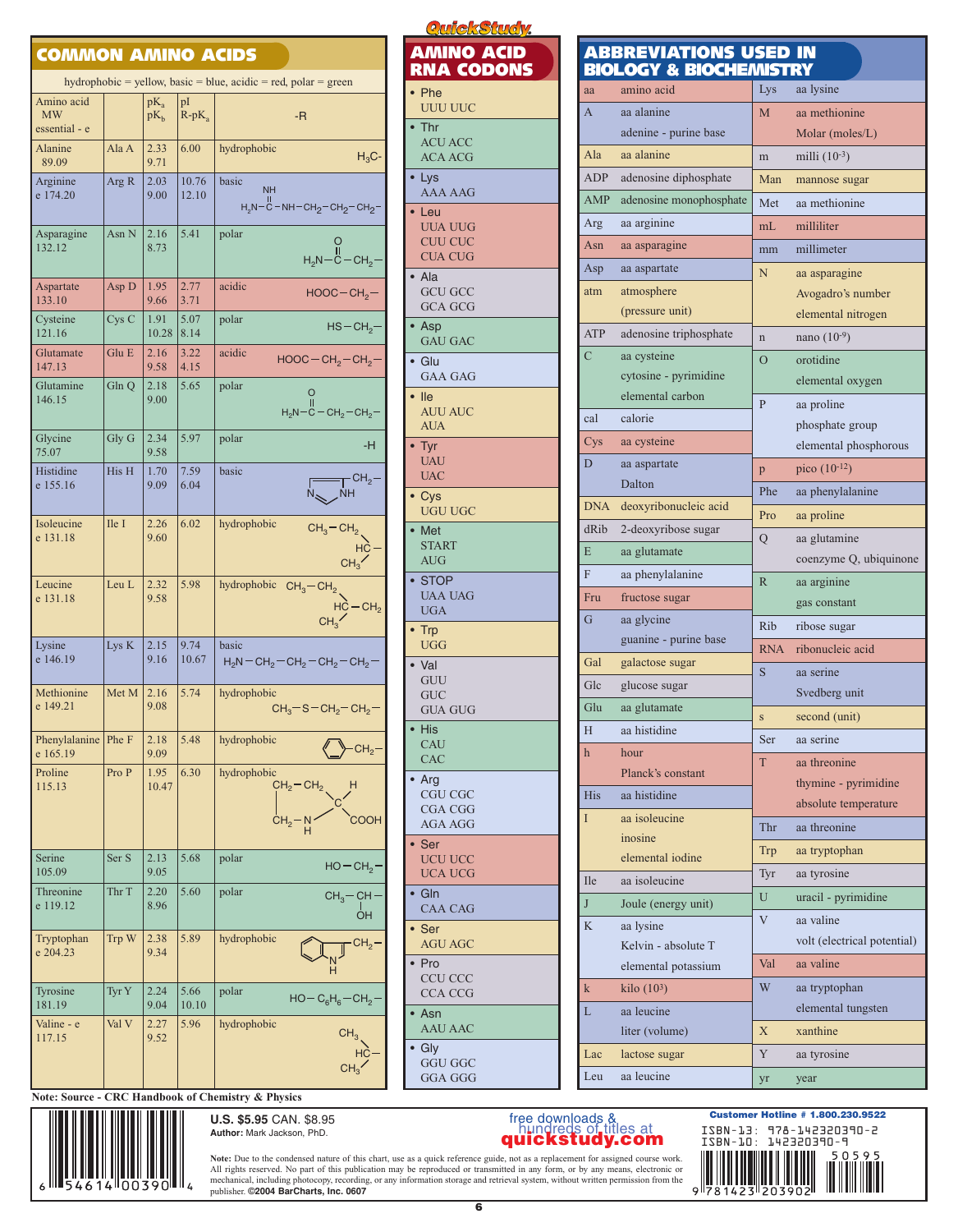QuickStudy

## COMMON AMINO ACIDS

hydrophobic = yellow, basic = blue, acidic = red, polar = green

| Amino acid MW essential - e | | $pK_a$ $pK_b$ | pI R-$pK_a$ | -R |
|---|---|---|---|---|
| Alanine 89.09 | Ala A | 2.33 9.71 | 6.00 | hydrophobic $H_3C-$ |
| Arginine e 174.20 | Arg R | 2.03 9.00 | 10.76 12.10 | basic $H_2N-C(=NH)-NH-CH_2-CH_2-CH_2-$ |
| Asparagine 132.12 | Asn N | 2.16 8.73 | 5.41 | polar $H_2N-C(=O)-CH_2-$ |
| Aspartate 133.10 | Asp D | 1.95 9.66 | 2.77 3.71 | acidic $HOOC-CH_2-$ |
| Cysteine 121.16 | Cys C | 1.91 10.28 | 5.07 8.14 | polar $HS-CH_2-$ |
| Glutamate 147.13 | Glu E | 2.16 9.58 | 3.22 4.15 | acidic $HOOC-CH_2-CH_2-$ |
| Glutamine 146.15 | Gln Q | 2.18 9.00 | 5.65 | polar $H_2N-C(=O)-CH_2-CH_2-$ |
| Glycine 75.07 | Gly G | 2.34 9.58 | 5.97 | polar -H |
| Histidine e 155.16 | His H | 1.70 9.09 | 7.59 6.04 | basic (imidazole ring, N, NH)$-CH_2-$ |
| Isoleucine e 131.18 | Ile I | 2.26 9.60 | 6.02 | hydrophobic $CH_3-CH_2-HC(CH_3)-$ |
| Leucine e 131.18 | Leu L | 2.32 9.58 | 5.98 | hydrophobic $CH_3-CH_2$ / $HC(CH_3)-CH_2-$ |
| Lysine e 146.19 | Lys K | 2.15 9.16 | 9.74 10.67 | basic $H_2N-CH_2-CH_2-CH_2-CH_2-$ |
| Methionine e 149.21 | Met M | 2.16 9.08 | 5.74 | hydrophobic $CH_3-S-CH_2-CH_2-$ |
| Phenylalanine e 165.19 | Phe F | 2.18 9.09 | 5.48 | hydrophobic (benzene ring)$-CH_2-$ |
| Proline 115.13 | Pro P | 1.95 10.47 | 6.30 | hydrophobic $CH_2-CH_2$, $CH_2-N(H)$, $C(H)(COOH)$ ring |
| Serine 105.09 | Ser S | 2.13 9.05 | 5.68 | polar $HO-CH_2-$ |
| Threonine e 119.12 | Thr T | 2.20 8.96 | 5.60 | polar $CH_3-CH(OH)-$ |
| Tryptophan e 204.23 | Trp W | 2.38 9.34 | 5.89 | hydrophobic (indole ring, N H)$-CH_2-$ |
| Tyrosine 181.19 | Tyr Y | 2.24 9.04 | 5.66 10.10 | polar $HO-C_6H_6-CH_2-$ |
| Valine - e 117.15 | Val V | 2.27 9.52 | 5.96 | hydrophobic $(CH_3)_2HC-$ |

**Note: Source - CRC Handbook of Chemistry & Physics**

## AMINO ACID RNA CODONS

- **Phe**: UUU UUC
- **Thr**: ACU ACC ACA ACG
- **Lys**: AAA AAG
- **Leu**: UUA UUG CUU CUC CUA CUG
- **Ala**: GCU GCC GCA GCG
- **Asp**: GAU GAC
- **Glu**: GAA GAG
- **Ile**: AUU AUC AUA
- **Tyr**: UAU UAC
- **Cys**: UGU UGC
- **Met**: START AUG
- **STOP**: UAA UAG UGA
- **Trp**: UGG
- **Val**: GUU GUC GUA GUG
- **His**: CAU CAC
- **Arg**: CGU CGC CGA CGG AGA AGG
- **Ser**: UCU UCC UCA UCG
- **Gln**: CAA CAG
- **Ser**: AGU AGC
- **Pro**: CCU CCC CCA CCG
- **Asn**: AAU AAC
- **Gly**: GGU GGC GGA GGG

## ABBREVIATIONS USED IN BIOLOGY & BIOCHEMISTRY

| | |
|---|---|
| aa | amino acid |
| A | aa alanine; adenine - purine base |
| Ala | aa alanine |
| ADP | adenosine diphosphate |
| AMP | adenosine monophosphate |
| Arg | aa arginine |
| Asn | aa asparagine |
| Asp | aa aspartate |
| atm | atmosphere (pressure unit) |
| ATP | adenosine triphosphate |
| C | aa cysteine; cytosine - pyrimidine; elemental carbon |
| cal | calorie |
| Cys | aa cysteine |
| D | aa aspartate; Dalton |
| DNA | deoxyribonucleic acid |
| dRib | 2-deoxyribose sugar |
| E | aa glutamate |
| F | aa phenylalanine |
| Fru | fructose sugar |
| G | aa glycine; guanine - purine base |
| Gal | galactose sugar |
| Glc | glucose sugar |
| Glu | aa glutamate |
| H | aa histidine |
| h | hour; Planck's constant |
| His | aa histidine |
| I | aa isoleucine; inosine; elemental iodine |
| Ile | aa isoleucine |
| J | Joule (energy unit) |
| K | aa lysine; Kelvin - absolute T; elemental potassium |
| k | kilo ($10^3$) |
| L | aa leucine; liter (volume) |
| Lac | lactose sugar |
| Leu | aa leucine |
| Lys | aa lysine |
| M | aa methionine; Molar (moles/L) |
| m | milli ($10^{-3}$) |
| Man | mannose sugar |
| Met | aa methionine |
| mL | milliliter |
| mm | millimeter |
| N | aa asparagine; Avogadro's number; elemental nitrogen |
| n | nano ($10^{-9}$) |
| O | orotidine; elemental oxygen |
| P | aa proline; phosphate group; elemental phosphorous |
| p | pico ($10^{-12}$) |
| Phe | aa phenylalanine |
| Pro | aa proline |
| Q | aa glutamine; coenzyme Q, ubiquinone |
| R | aa arginine; gas constant |
| Rib | ribose sugar |
| RNA | ribonucleic acid |
| S | aa serine; Svedberg unit |
| s | second (unit) |
| Ser | aa serine |
| T | aa threonine; thymine - pyrimidine; absolute temperature |
| Thr | aa threonine |
| Trp | aa tryptophan |
| Tyr | aa tyrosine |
| U | uracil - pyrimidine |
| V | aa valine; volt (electrical potential) |
| Val | aa valine |
| W | aa tryptophan; elemental tungsten |
| X | xanthine |
| Y | aa tyrosine |
| yr | year |

U.S. $5.95 CAN. $8.95
**Author:** Mark Jackson, PhD.

free downloads & hundreds of titles at **quickstudy.com**

**Customer Hotline # 1.800.230.9522**

ISBN-13: 978-142320390-2
ISBN-10: 142320390-9

Note: Due to the condensed nature of this chart, use as a quick reference guide, not as a replacement for assigned course work. All rights reserved. No part of this publication may be reproduced or transmitted in any form, or by any means, electronic or mechanical, including photocopy, recording, or any information storage and retrieval system, without written permission from the publisher. **©2004 BarCharts, Inc. 0607**